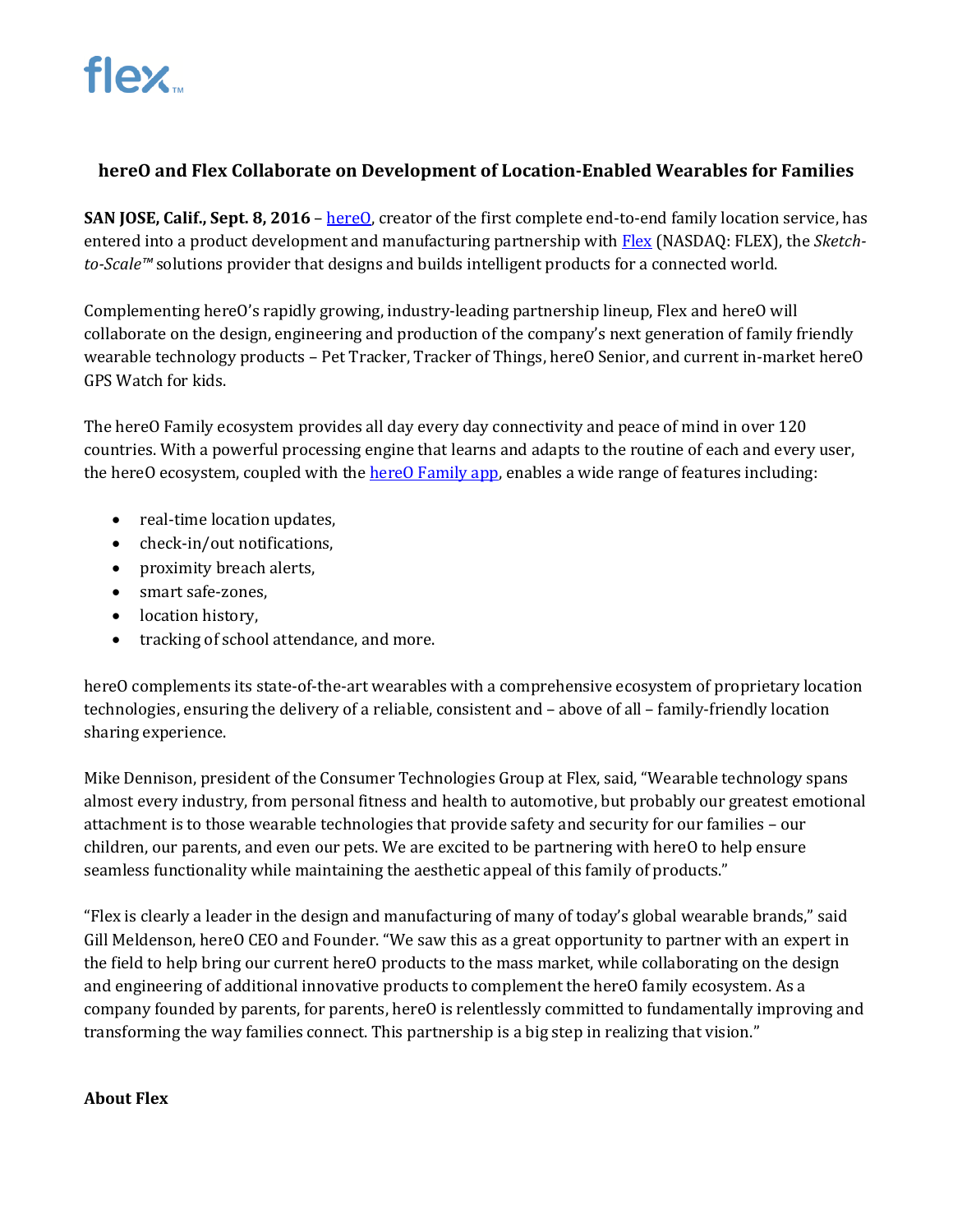# hereO and Flex Collaborate on Development of Location-Enabled Wearables for Families

**SAN JOSE, Calif., Sept. 8, 2016** – hereO, creator of the first complete end-to-end family location service, has entered into a product development and manufacturing partnership with Flex (NASDAQ: FLEX), the *Sketch-to-Scale™* solutions provider that designs and builds intelligent products for a connected world.

Complementing hereO's rapidly growing, industry-leading partnership lineup, Flex and hereO will collaborate on the design, engineering and production of the company's next generation of family friendly wearable technology products – Pet Tracker, Tracker of Things, hereO Senior, and current in-market hereO GPS Watch for kids.

The hereO Family ecosystem provides all day every day connectivity and peace of mind in over 120 countries. With a powerful processing engine that learns and adapts to the routine of each and every user, the hereO ecosystem, coupled with the hereO Family app, enables a wide range of features including:

- real-time location updates,
- check-in/out notifications,
- proximity breach alerts,
- smart safe-zones,
- location history,
- tracking of school attendance, and more.

hereO complements its state-of-the-art wearables with a comprehensive ecosystem of proprietary location technologies, ensuring the delivery of a reliable, consistent and – above of all – family-friendly location sharing experience.

Mike Dennison, president of the Consumer Technologies Group at Flex, said, "Wearable technology spans almost every industry, from personal fitness and health to automotive, but probably our greatest emotional attachment is to those wearable technologies that provide safety and security for our families – our children, our parents, and even our pets. We are excited to be partnering with hereO to help ensure seamless functionality while maintaining the aesthetic appeal of this family of products."

"Flex is clearly a leader in the design and manufacturing of many of today's global wearable brands," said Gill Meldenson, hereO CEO and Founder. "We saw this as a great opportunity to partner with an expert in the field to help bring our current hereO products to the mass market, while collaborating on the design and engineering of additional innovative products to complement the hereO family ecosystem. As a company founded by parents, for parents, hereO is relentlessly committed to fundamentally improving and transforming the way families connect. This partnership is a big step in realizing that vision."

**About Flex**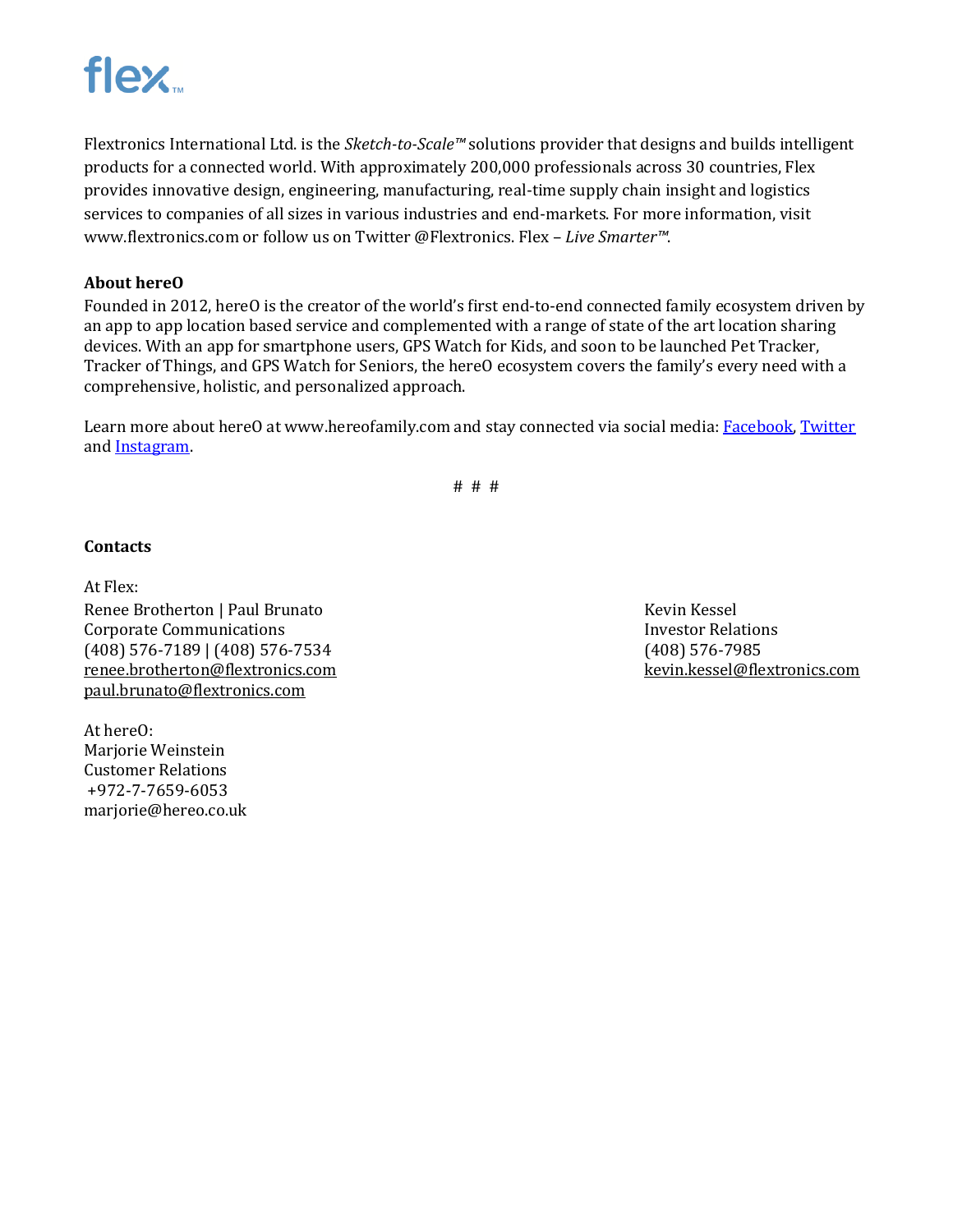Flextronics International Ltd. is the *Sketch-to-Scale™* solutions provider that designs and builds intelligent products for a connected world. With approximately 200,000 professionals across 30 countries, Flex provides innovative design, engineering, manufacturing, real-time supply chain insight and logistics services to companies of all sizes in various industries and end-markets. For more information, visit www.flextronics.com or follow us on Twitter @Flextronics. Flex – *Live Smarter™*.

**About hereO**

Founded in 2012, hereO is the creator of the world's first end-to-end connected family ecosystem driven by an app to app location based service and complemented with a range of state of the art location sharing devices. With an app for smartphone users, GPS Watch for Kids, and soon to be launched Pet Tracker, Tracker of Things, and GPS Watch for Seniors, the hereO ecosystem covers the family's every need with a comprehensive, holistic, and personalized approach.

Learn more about hereO at www.hereofamily.com and stay connected via social media: Facebook, Twitter and Instagram.

# # #

**Contacts**

At Flex:

Renee Brotherton | Paul Brunato
Corporate Communications
(408) 576-7189 | (408) 576-7534
renee.brotherton@flextronics.com
paul.brunato@flextronics.com

Kevin Kessel
Investor Relations
(408) 576-7985
kevin.kessel@flextronics.com

At hereO:
Marjorie Weinstein
Customer Relations
+972-7-7659-6053
marjorie@hereo.co.uk